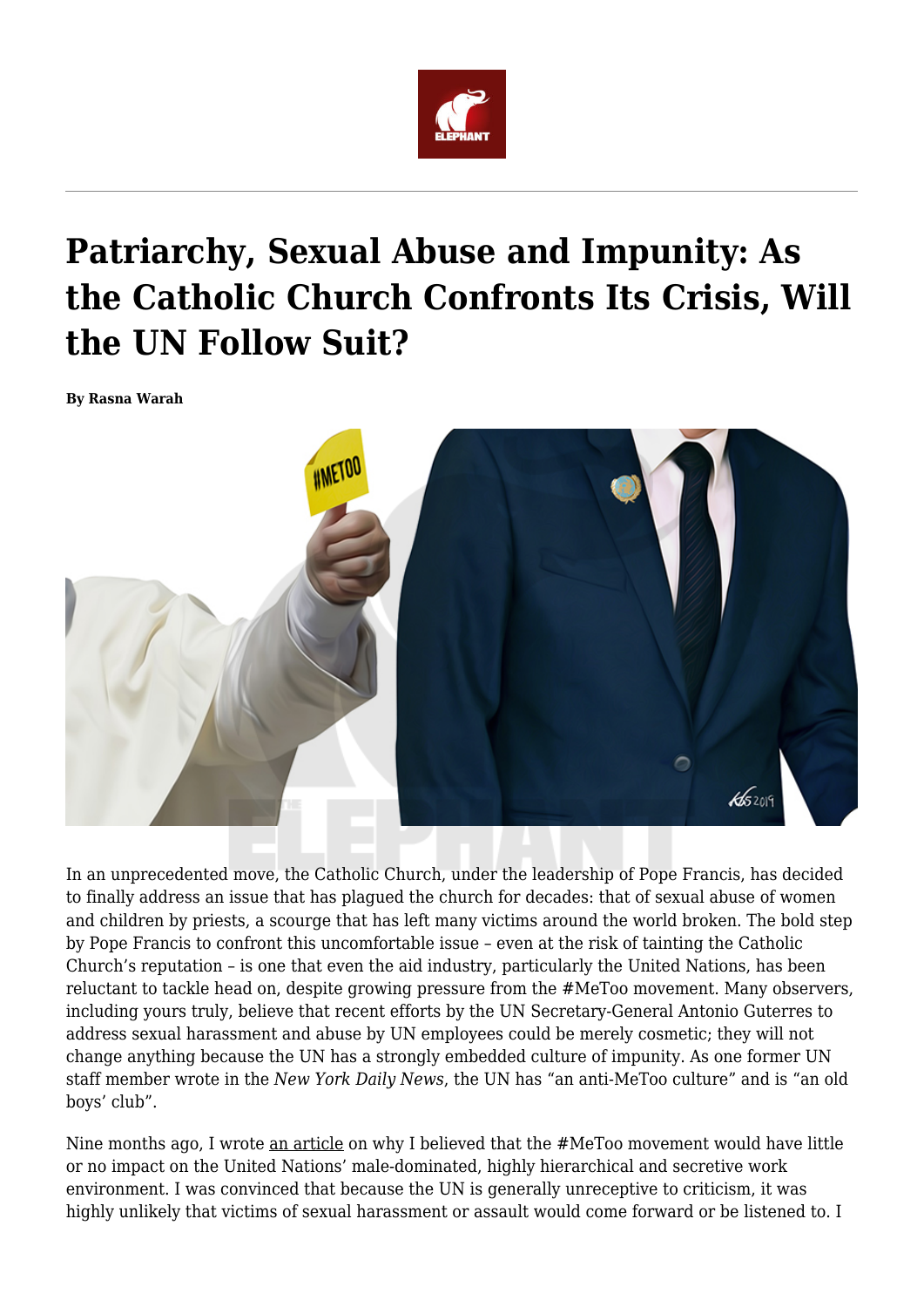# Patriarchy, Sexual Abuse and Impunity: As the Catholic Church Confronts Its Crisis, Will the UN Follow Suit?

**By Rasna Warah**

In an unprecedented move, the Catholic Church, under the leadership of Pope Francis, has decided to finally address an issue that has plagued the church for decades: that of sexual abuse of women and children by priests, a scourge that has left many victims around the world broken. The bold step by Pope Francis to confront this uncomfortable issue – even at the risk of tainting the Catholic Church's reputation – is one that even the aid industry, particularly the United Nations, has been reluctant to tackle head on, despite growing pressure from the #MeToo movement. Many observers, including yours truly, believe that recent efforts by the UN Secretary-General Antonio Guterres to address sexual harassment and abuse by UN employees could be merely cosmetic; they will not change anything because the UN has a strongly embedded culture of impunity. As one former UN staff member wrote in the *New York Daily News*, the UN has "an anti-MeToo culture" and is "an old boys' club".

Nine months ago, I wrote an article on why I believed that the #MeToo movement would have little or no impact on the United Nations' male-dominated, highly hierarchical and secretive work environment. I was convinced that because the UN is generally unreceptive to criticism, it was highly unlikely that victims of sexual harassment or assault would come forward or be listened to. I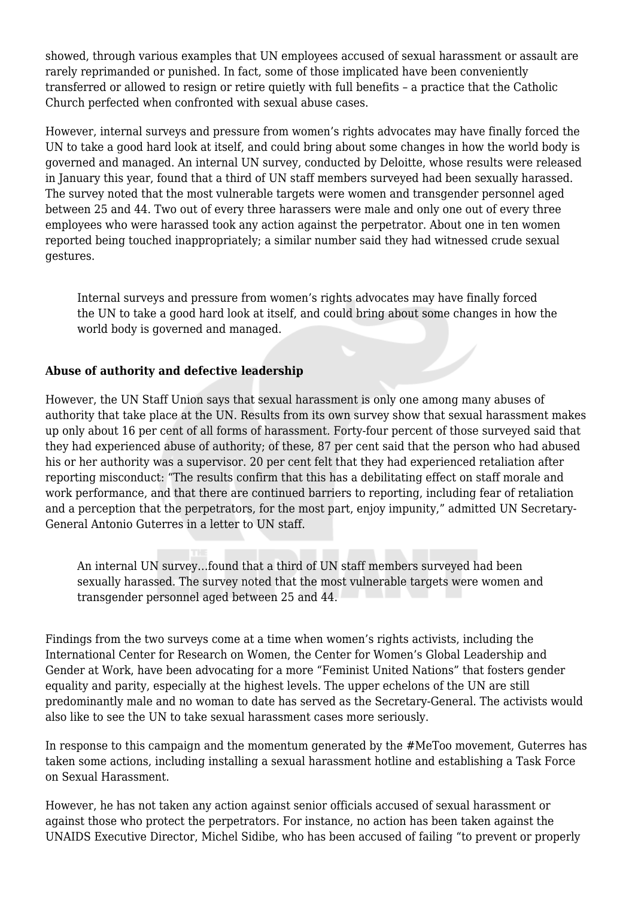showed, through various examples that UN employees accused of sexual harassment or assault are rarely reprimanded or punished. In fact, some of those implicated have been conveniently transferred or allowed to resign or retire quietly with full benefits – a practice that the Catholic Church perfected when confronted with sexual abuse cases.

However, internal surveys and pressure from women's rights advocates may have finally forced the UN to take a good hard look at itself, and could bring about some changes in how the world body is governed and managed. An internal UN survey, conducted by Deloitte, whose results were released in January this year, found that a third of UN staff members surveyed had been sexually harassed. The survey noted that the most vulnerable targets were women and transgender personnel aged between 25 and 44. Two out of every three harassers were male and only one out of every three employees who were harassed took any action against the perpetrator. About one in ten women reported being touched inappropriately; a similar number said they had witnessed crude sexual gestures.

> Internal surveys and pressure from women's rights advocates may have finally forced the UN to take a good hard look at itself, and could bring about some changes in how the world body is governed and managed.

**Abuse of authority and defective leadership**

However, the UN Staff Union says that sexual harassment is only one among many abuses of authority that take place at the UN. Results from its own survey show that sexual harassment makes up only about 16 per cent of all forms of harassment. Forty-four percent of those surveyed said that they had experienced abuse of authority; of these, 87 per cent said that the person who had abused his or her authority was a supervisor. 20 per cent felt that they had experienced retaliation after reporting misconduct: "The results confirm that this has a debilitating effect on staff morale and work performance, and that there are continued barriers to reporting, including fear of retaliation and a perception that the perpetrators, for the most part, enjoy impunity," admitted UN Secretary-General Antonio Guterres in a letter to UN staff.

> An internal UN survey…found that a third of UN staff members surveyed had been sexually harassed. The survey noted that the most vulnerable targets were women and transgender personnel aged between 25 and 44.

Findings from the two surveys come at a time when women's rights activists, including the International Center for Research on Women, the Center for Women's Global Leadership and Gender at Work, have been advocating for a more "Feminist United Nations" that fosters gender equality and parity, especially at the highest levels. The upper echelons of the UN are still predominantly male and no woman to date has served as the Secretary-General. The activists would also like to see the UN to take sexual harassment cases more seriously.

In response to this campaign and the momentum generated by the #MeToo movement, Guterres has taken some actions, including installing a sexual harassment hotline and establishing a Task Force on Sexual Harassment.

However, he has not taken any action against senior officials accused of sexual harassment or against those who protect the perpetrators. For instance, no action has been taken against the UNAIDS Executive Director, Michel Sidibe, who has been accused of failing "to prevent or properly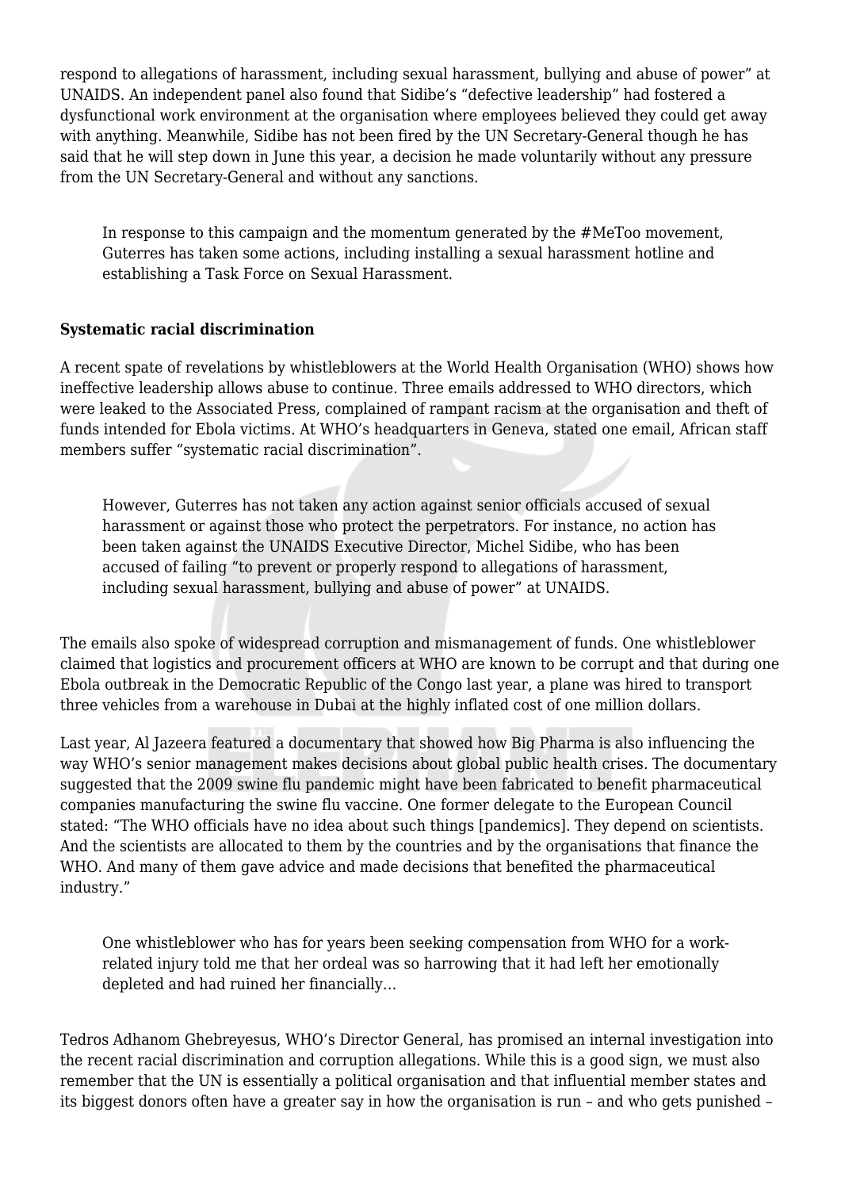respond to allegations of harassment, including sexual harassment, bullying and abuse of power" at UNAIDS. An independent panel also found that Sidibe's "defective leadership" had fostered a dysfunctional work environment at the organisation where employees believed they could get away with anything. Meanwhile, Sidibe has not been fired by the UN Secretary-General though he has said that he will step down in June this year, a decision he made voluntarily without any pressure from the UN Secretary-General and without any sanctions.

> In response to this campaign and the momentum generated by the #MeToo movement, Guterres has taken some actions, including installing a sexual harassment hotline and establishing a Task Force on Sexual Harassment.

**Systematic racial discrimination**

A recent spate of revelations by whistleblowers at the World Health Organisation (WHO) shows how ineffective leadership allows abuse to continue. Three emails addressed to WHO directors, which were leaked to the Associated Press, complained of rampant racism at the organisation and theft of funds intended for Ebola victims. At WHO's headquarters in Geneva, stated one email, African staff members suffer "systematic racial discrimination".

> However, Guterres has not taken any action against senior officials accused of sexual harassment or against those who protect the perpetrators. For instance, no action has been taken against the UNAIDS Executive Director, Michel Sidibe, who has been accused of failing "to prevent or properly respond to allegations of harassment, including sexual harassment, bullying and abuse of power" at UNAIDS.

The emails also spoke of widespread corruption and mismanagement of funds. One whistleblower claimed that logistics and procurement officers at WHO are known to be corrupt and that during one Ebola outbreak in the Democratic Republic of the Congo last year, a plane was hired to transport three vehicles from a warehouse in Dubai at the highly inflated cost of one million dollars.

Last year, Al Jazeera featured a documentary that showed how Big Pharma is also influencing the way WHO's senior management makes decisions about global public health crises. The documentary suggested that the 2009 swine flu pandemic might have been fabricated to benefit pharmaceutical companies manufacturing the swine flu vaccine. One former delegate to the European Council stated: "The WHO officials have no idea about such things [pandemics]. They depend on scientists. And the scientists are allocated to them by the countries and by the organisations that finance the WHO. And many of them gave advice and made decisions that benefited the pharmaceutical industry."

> One whistleblower who has for years been seeking compensation from WHO for a work-related injury told me that her ordeal was so harrowing that it had left her emotionally depleted and had ruined her financially…

Tedros Adhanom Ghebreyesus, WHO's Director General, has promised an internal investigation into the recent racial discrimination and corruption allegations. While this is a good sign, we must also remember that the UN is essentially a political organisation and that influential member states and its biggest donors often have a greater say in how the organisation is run – and who gets punished –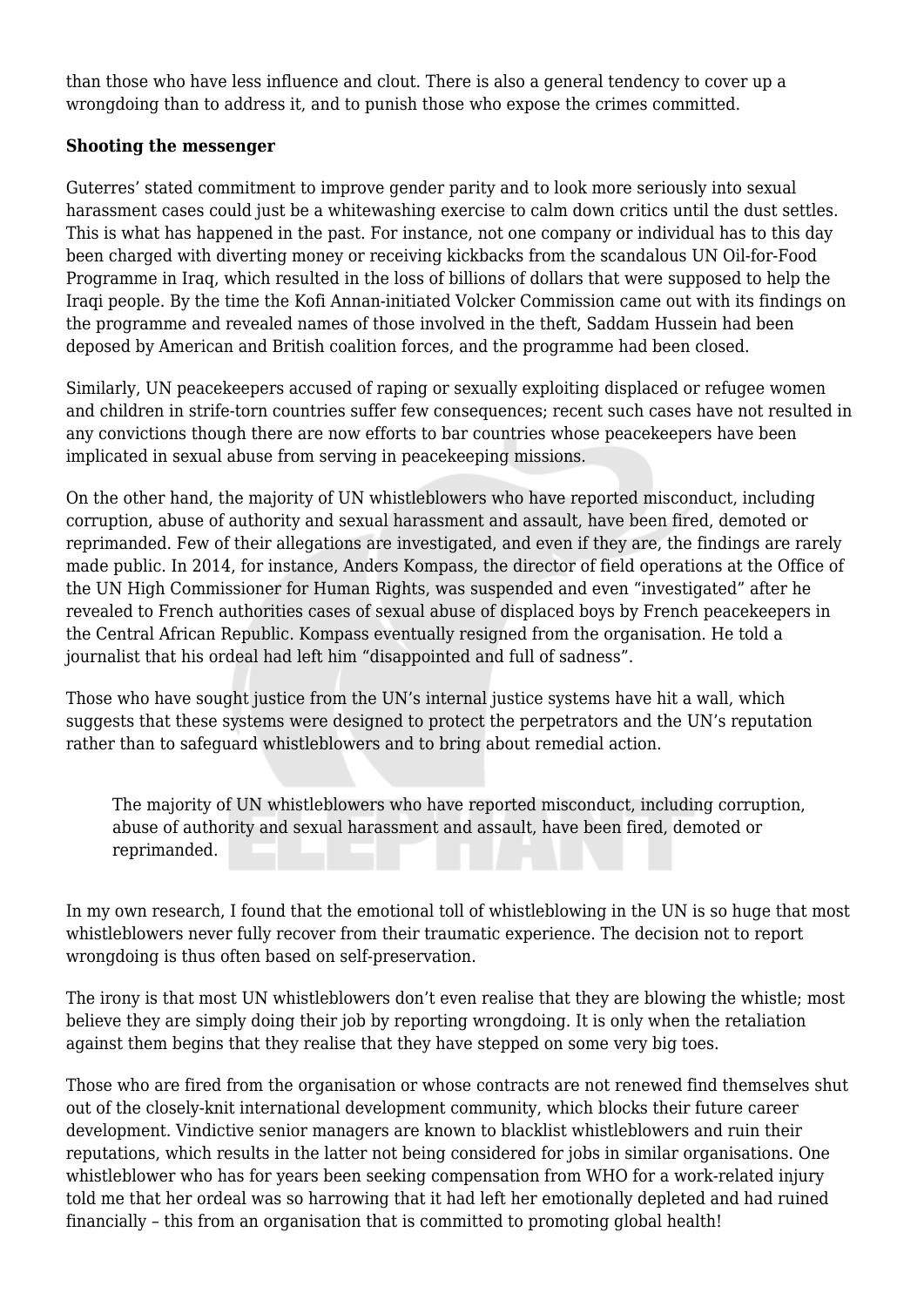than those who have less influence and clout. There is also a general tendency to cover up a wrongdoing than to address it, and to punish those who expose the crimes committed.

**Shooting the messenger**

Guterres' stated commitment to improve gender parity and to look more seriously into sexual harassment cases could just be a whitewashing exercise to calm down critics until the dust settles. This is what has happened in the past. For instance, not one company or individual has to this day been charged with diverting money or receiving kickbacks from the scandalous UN Oil-for-Food Programme in Iraq, which resulted in the loss of billions of dollars that were supposed to help the Iraqi people. By the time the Kofi Annan-initiated Volcker Commission came out with its findings on the programme and revealed names of those involved in the theft, Saddam Hussein had been deposed by American and British coalition forces, and the programme had been closed.

Similarly, UN peacekeepers accused of raping or sexually exploiting displaced or refugee women and children in strife-torn countries suffer few consequences; recent such cases have not resulted in any convictions though there are now efforts to bar countries whose peacekeepers have been implicated in sexual abuse from serving in peacekeeping missions.

On the other hand, the majority of UN whistleblowers who have reported misconduct, including corruption, abuse of authority and sexual harassment and assault, have been fired, demoted or reprimanded. Few of their allegations are investigated, and even if they are, the findings are rarely made public. In 2014, for instance, Anders Kompass, the director of field operations at the Office of the UN High Commissioner for Human Rights, was suspended and even "investigated" after he revealed to French authorities cases of sexual abuse of displaced boys by French peacekeepers in the Central African Republic. Kompass eventually resigned from the organisation. He told a journalist that his ordeal had left him "disappointed and full of sadness".

Those who have sought justice from the UN's internal justice systems have hit a wall, which suggests that these systems were designed to protect the perpetrators and the UN's reputation rather than to safeguard whistleblowers and to bring about remedial action.

> The majority of UN whistleblowers who have reported misconduct, including corruption, abuse of authority and sexual harassment and assault, have been fired, demoted or reprimanded.

In my own research, I found that the emotional toll of whistleblowing in the UN is so huge that most whistleblowers never fully recover from their traumatic experience. The decision not to report wrongdoing is thus often based on self-preservation.

The irony is that most UN whistleblowers don't even realise that they are blowing the whistle; most believe they are simply doing their job by reporting wrongdoing. It is only when the retaliation against them begins that they realise that they have stepped on some very big toes.

Those who are fired from the organisation or whose contracts are not renewed find themselves shut out of the closely-knit international development community, which blocks their future career development. Vindictive senior managers are known to blacklist whistleblowers and ruin their reputations, which results in the latter not being considered for jobs in similar organisations. One whistleblower who has for years been seeking compensation from WHO for a work-related injury told me that her ordeal was so harrowing that it had left her emotionally depleted and had ruined financially – this from an organisation that is committed to promoting global health!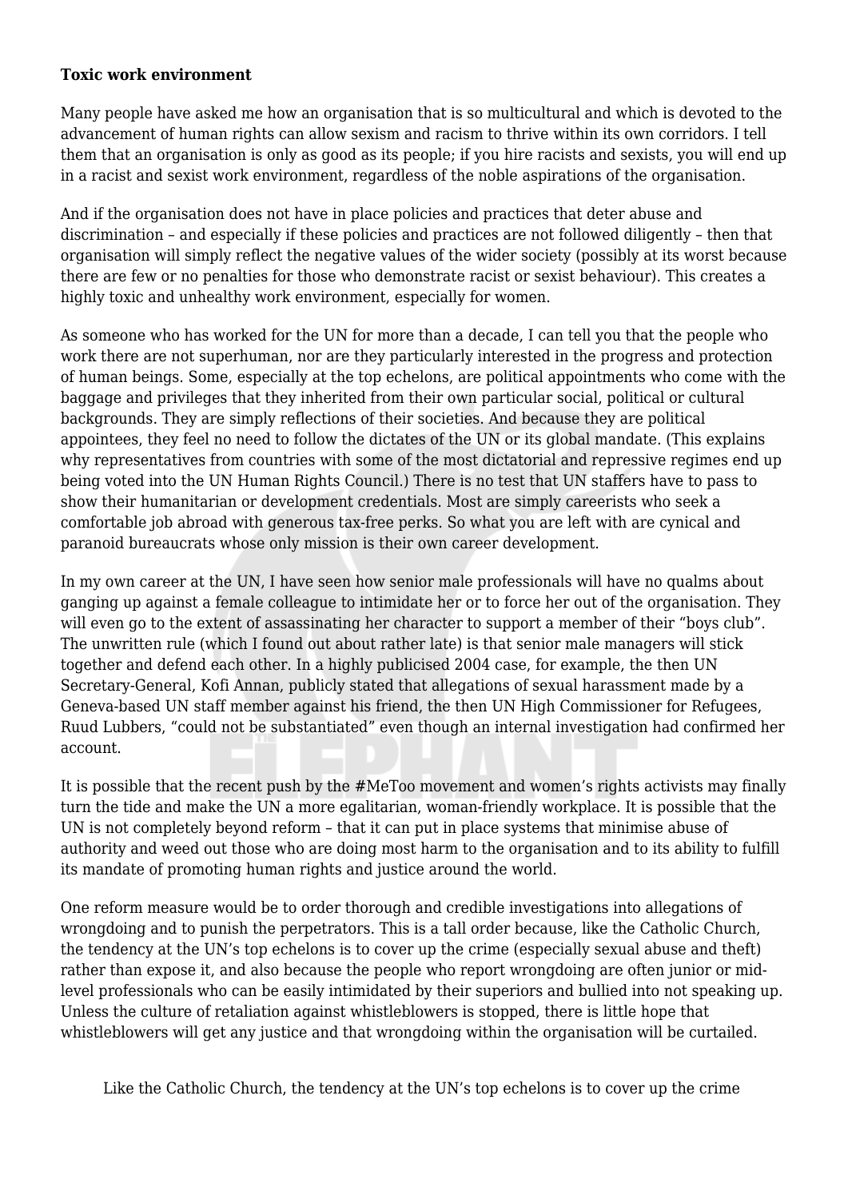**Toxic work environment**

Many people have asked me how an organisation that is so multicultural and which is devoted to the advancement of human rights can allow sexism and racism to thrive within its own corridors. I tell them that an organisation is only as good as its people; if you hire racists and sexists, you will end up in a racist and sexist work environment, regardless of the noble aspirations of the organisation.

And if the organisation does not have in place policies and practices that deter abuse and discrimination – and especially if these policies and practices are not followed diligently – then that organisation will simply reflect the negative values of the wider society (possibly at its worst because there are few or no penalties for those who demonstrate racist or sexist behaviour). This creates a highly toxic and unhealthy work environment, especially for women.

As someone who has worked for the UN for more than a decade, I can tell you that the people who work there are not superhuman, nor are they particularly interested in the progress and protection of human beings. Some, especially at the top echelons, are political appointments who come with the baggage and privileges that they inherited from their own particular social, political or cultural backgrounds. They are simply reflections of their societies. And because they are political appointees, they feel no need to follow the dictates of the UN or its global mandate. (This explains why representatives from countries with some of the most dictatorial and repressive regimes end up being voted into the UN Human Rights Council.) There is no test that UN staffers have to pass to show their humanitarian or development credentials. Most are simply careerists who seek a comfortable job abroad with generous tax-free perks. So what you are left with are cynical and paranoid bureaucrats whose only mission is their own career development.

In my own career at the UN, I have seen how senior male professionals will have no qualms about ganging up against a female colleague to intimidate her or to force her out of the organisation. They will even go to the extent of assassinating her character to support a member of their "boys club". The unwritten rule (which I found out about rather late) is that senior male managers will stick together and defend each other. In a highly publicised 2004 case, for example, the then UN Secretary-General, Kofi Annan, publicly stated that allegations of sexual harassment made by a Geneva-based UN staff member against his friend, the then UN High Commissioner for Refugees, Ruud Lubbers, "could not be substantiated" even though an internal investigation had confirmed her account.

It is possible that the recent push by the #MeToo movement and women's rights activists may finally turn the tide and make the UN a more egalitarian, woman-friendly workplace. It is possible that the UN is not completely beyond reform – that it can put in place systems that minimise abuse of authority and weed out those who are doing most harm to the organisation and to its ability to fulfill its mandate of promoting human rights and justice around the world.

One reform measure would be to order thorough and credible investigations into allegations of wrongdoing and to punish the perpetrators. This is a tall order because, like the Catholic Church, the tendency at the UN's top echelons is to cover up the crime (especially sexual abuse and theft) rather than expose it, and also because the people who report wrongdoing are often junior or mid-level professionals who can be easily intimidated by their superiors and bullied into not speaking up. Unless the culture of retaliation against whistleblowers is stopped, there is little hope that whistleblowers will get any justice and that wrongdoing within the organisation will be curtailed.

> Like the Catholic Church, the tendency at the UN's top echelons is to cover up the crime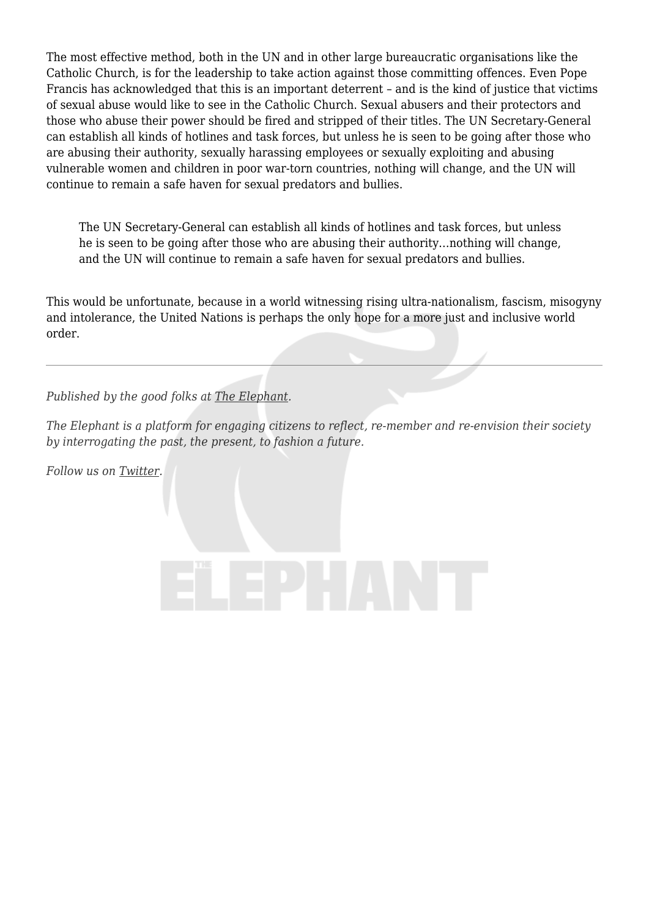The most effective method, both in the UN and in other large bureaucratic organisations like the Catholic Church, is for the leadership to take action against those committing offences. Even Pope Francis has acknowledged that this is an important deterrent – and is the kind of justice that victims of sexual abuse would like to see in the Catholic Church. Sexual abusers and their protectors and those who abuse their power should be fired and stripped of their titles. The UN Secretary-General can establish all kinds of hotlines and task forces, but unless he is seen to be going after those who are abusing their authority, sexually harassing employees or sexually exploiting and abusing vulnerable women and children in poor war-torn countries, nothing will change, and the UN will continue to remain a safe haven for sexual predators and bullies.

> The UN Secretary-General can establish all kinds of hotlines and task forces, but unless he is seen to be going after those who are abusing their authority…nothing will change, and the UN will continue to remain a safe haven for sexual predators and bullies.

This would be unfortunate, because in a world witnessing rising ultra-nationalism, fascism, misogyny and intolerance, the United Nations is perhaps the only hope for a more just and inclusive world order.

---

*Published by the good folks at The Elephant.*

*The Elephant is a platform for engaging citizens to reflect, re-member and re-envision their society by interrogating the past, the present, to fashion a future.*

*Follow us on Twitter.*